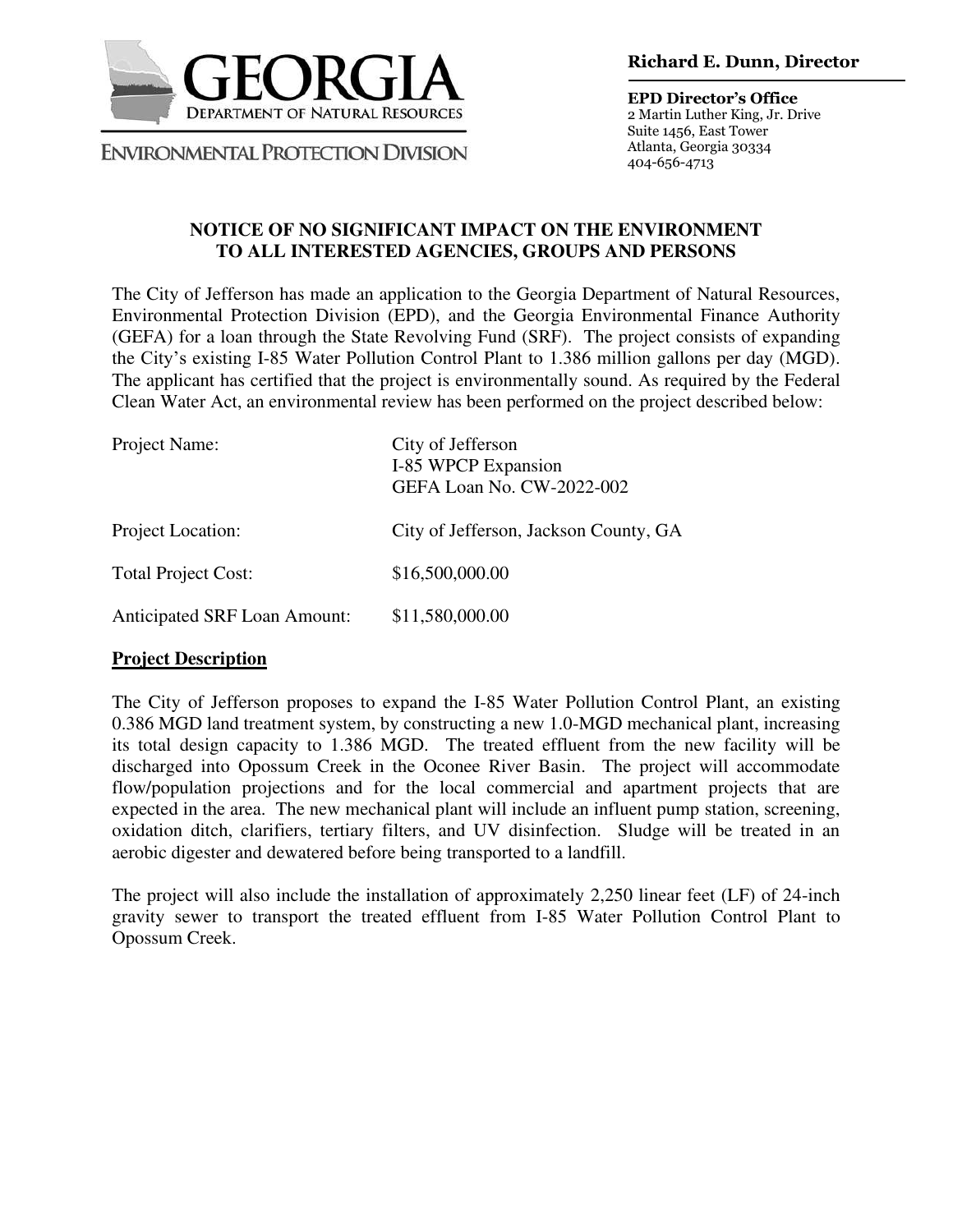GEORGIA
DEPARTMENT OF NATURAL RESOURCES

ENVIRONMENTAL PROTECTION DIVISION

**Richard E. Dunn, Director**

**EPD Director's Office**
2 Martin Luther King, Jr. Drive
Suite 1456, East Tower
Atlanta, Georgia 30334
404-656-4713

## NOTICE OF NO SIGNIFICANT IMPACT ON THE ENVIRONMENT TO ALL INTERESTED AGENCIES, GROUPS AND PERSONS

The City of Jefferson has made an application to the Georgia Department of Natural Resources, Environmental Protection Division (EPD), and the Georgia Environmental Finance Authority (GEFA) for a loan through the State Revolving Fund (SRF). The project consists of expanding the City's existing I-85 Water Pollution Control Plant to 1.386 million gallons per day (MGD). The applicant has certified that the project is environmentally sound. As required by the Federal Clean Water Act, an environmental review has been performed on the project described below:

| | |
|---|---|
| Project Name: | City of Jefferson<br>I-85 WPCP Expansion<br>GEFA Loan No. CW-2022-002 |
| Project Location: | City of Jefferson, Jackson County, GA |
| Total Project Cost: | $16,500,000.00 |
| Anticipated SRF Loan Amount: | $11,580,000.00 |

**<u>Project Description</u>**

The City of Jefferson proposes to expand the I-85 Water Pollution Control Plant, an existing 0.386 MGD land treatment system, by constructing a new 1.0-MGD mechanical plant, increasing its total design capacity to 1.386 MGD. The treated effluent from the new facility will be discharged into Opossum Creek in the Oconee River Basin. The project will accommodate flow/population projections and for the local commercial and apartment projects that are expected in the area. The new mechanical plant will include an influent pump station, screening, oxidation ditch, clarifiers, tertiary filters, and UV disinfection. Sludge will be treated in an aerobic digester and dewatered before being transported to a landfill.

The project will also include the installation of approximately 2,250 linear feet (LF) of 24-inch gravity sewer to transport the treated effluent from I-85 Water Pollution Control Plant to Opossum Creek.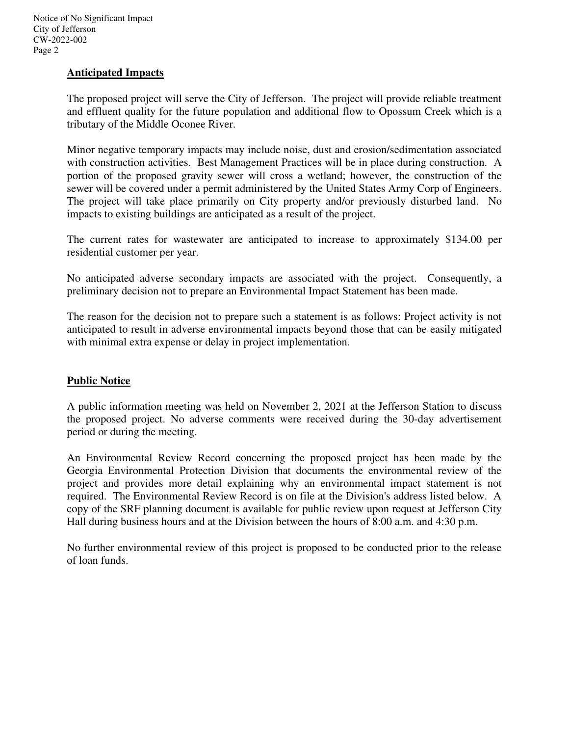## Anticipated Impacts

The proposed project will serve the City of Jefferson. The project will provide reliable treatment and effluent quality for the future population and additional flow to Opossum Creek which is a tributary of the Middle Oconee River.

Minor negative temporary impacts may include noise, dust and erosion/sedimentation associated with construction activities. Best Management Practices will be in place during construction. A portion of the proposed gravity sewer will cross a wetland; however, the construction of the sewer will be covered under a permit administered by the United States Army Corp of Engineers. The project will take place primarily on City property and/or previously disturbed land. No impacts to existing buildings are anticipated as a result of the project.

The current rates for wastewater are anticipated to increase to approximately $134.00 per residential customer per year.

No anticipated adverse secondary impacts are associated with the project. Consequently, a preliminary decision not to prepare an Environmental Impact Statement has been made.

The reason for the decision not to prepare such a statement is as follows: Project activity is not anticipated to result in adverse environmental impacts beyond those that can be easily mitigated with minimal extra expense or delay in project implementation.

## Public Notice

A public information meeting was held on November 2, 2021 at the Jefferson Station to discuss the proposed project. No adverse comments were received during the 30-day advertisement period or during the meeting.

An Environmental Review Record concerning the proposed project has been made by the Georgia Environmental Protection Division that documents the environmental review of the project and provides more detail explaining why an environmental impact statement is not required. The Environmental Review Record is on file at the Division's address listed below. A copy of the SRF planning document is available for public review upon request at Jefferson City Hall during business hours and at the Division between the hours of 8:00 a.m. and 4:30 p.m.

No further environmental review of this project is proposed to be conducted prior to the release of loan funds.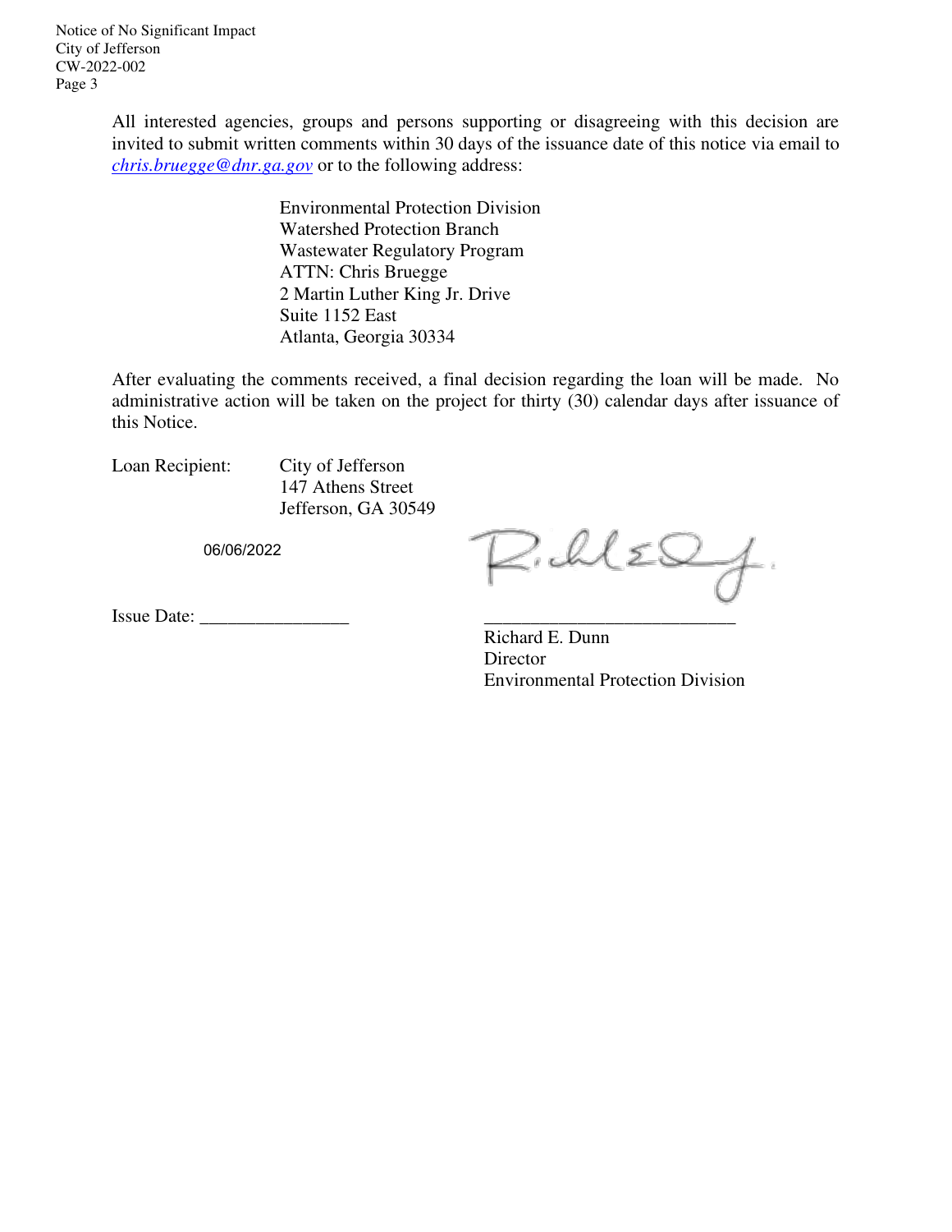All interested agencies, groups and persons supporting or disagreeing with this decision are invited to submit written comments within 30 days of the issuance date of this notice via email to *chris.bruegge@dnr.ga.gov* or to the following address:

Environmental Protection Division
Watershed Protection Branch
Wastewater Regulatory Program
ATTN: Chris Bruegge
2 Martin Luther King Jr. Drive
Suite 1152 East
Atlanta, Georgia 30334

After evaluating the comments received, a final decision regarding the loan will be made. No administrative action will be taken on the project for thirty (30) calendar days after issuance of this Notice.

Loan Recipient: City of Jefferson
147 Athens Street
Jefferson, GA 30549

Issue Date: 06/06/2022

Richard E. Dunn
Director
Environmental Protection Division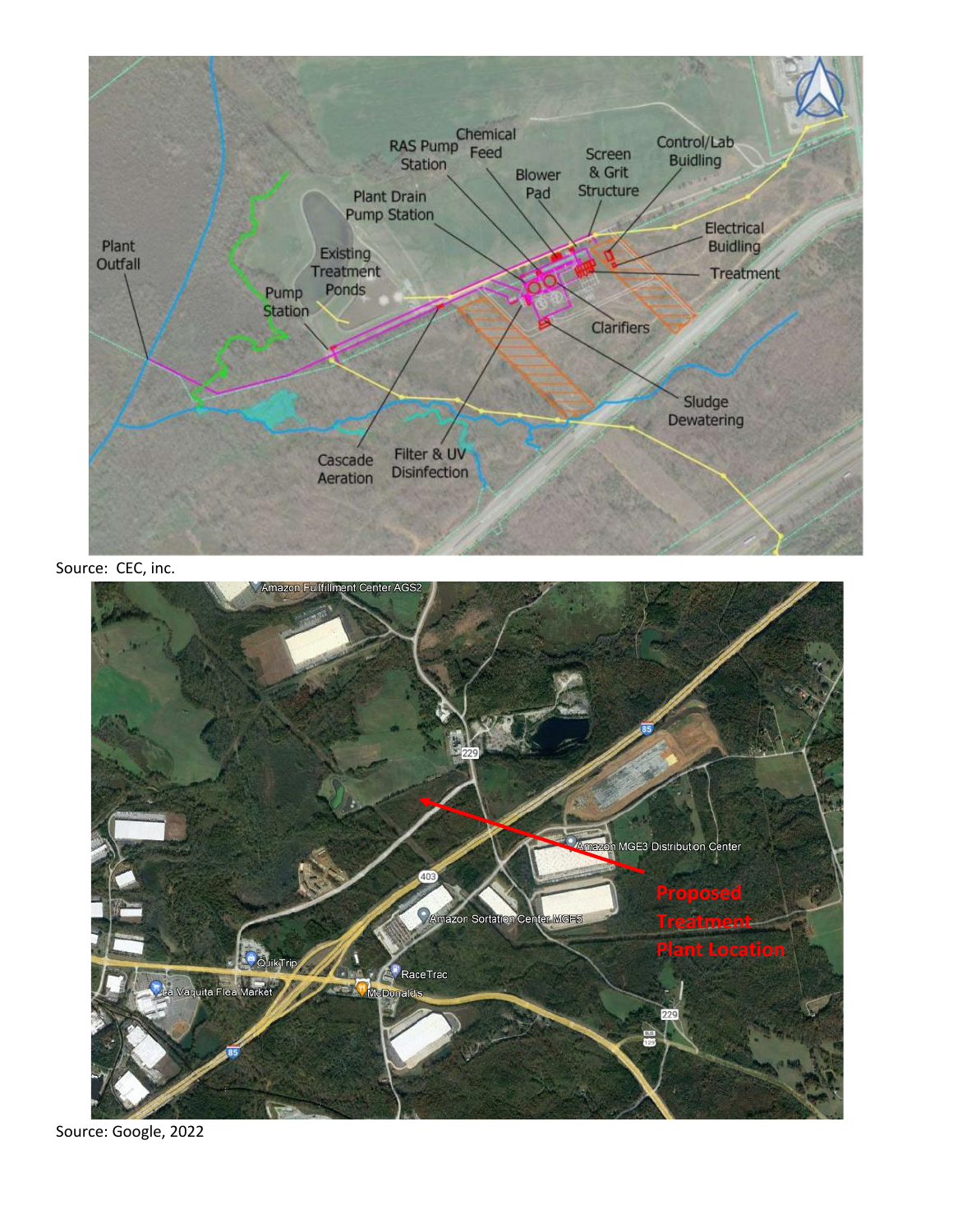Source: CEC, inc.

Source: Google, 2022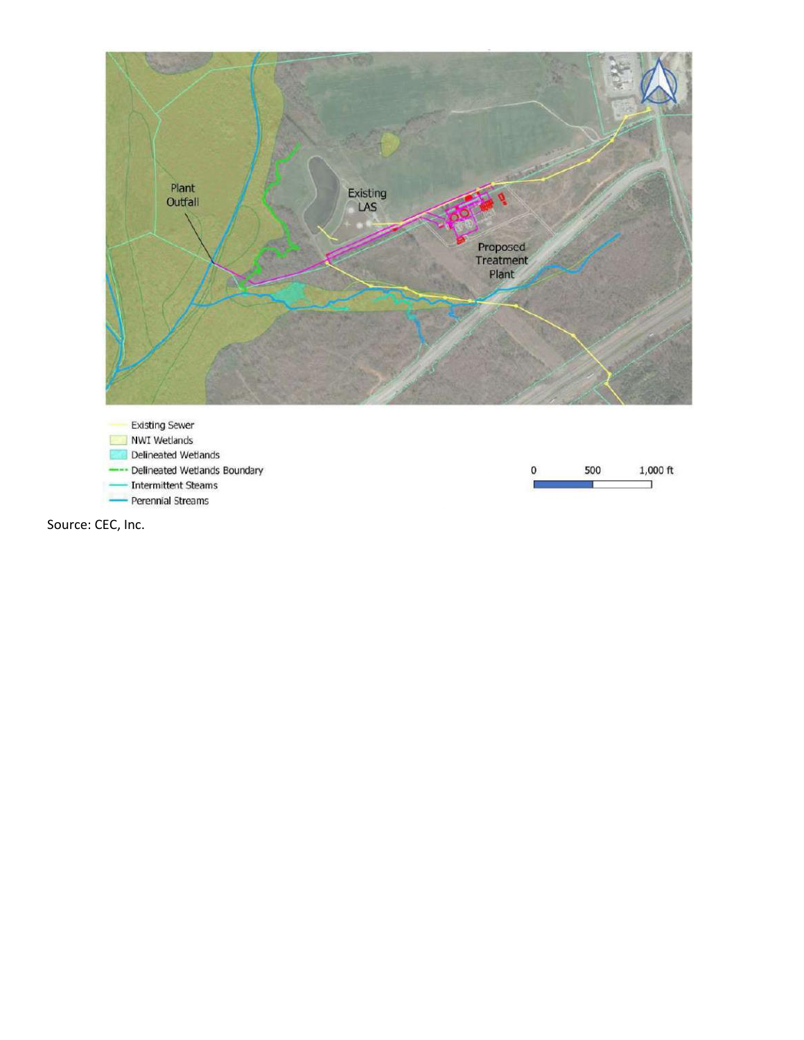Plant Outfall

Existing LAS

Proposed Treatment Plant

Existing Sewer

NWI Wetlands

Delineated Wetlands

Delineated Wetlands Boundary

Intermittent Steams

Perennial Streams

0 500 1,000 ft

Source: CEC, Inc.